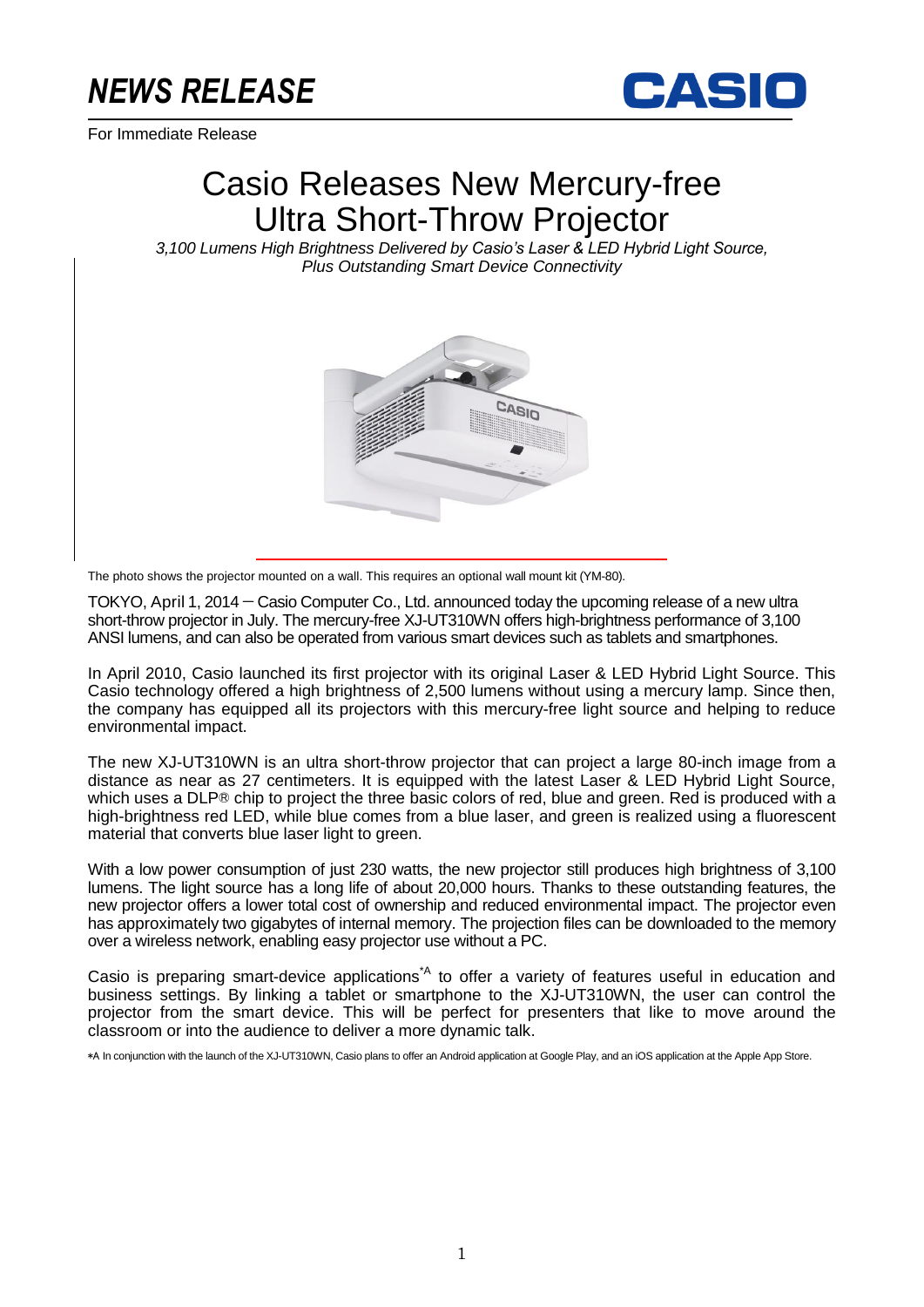# NEWS RELEASE

For Immediate Release

# Casio Releases New Mercury-free Ultra Short-Throw Projector

*3,100 Lumens High Brightness Delivered by Casio's Laser & LED Hybrid Light Source, Plus Outstanding Smart Device Connectivity*

The photo shows the projector mounted on a wall. This requires an optional wall mount kit (YM-80).

TOKYO, April 1, 2014 — Casio Computer Co., Ltd. announced today the upcoming release of a new ultra short-throw projector in July. The mercury-free XJ-UT310WN offers high-brightness performance of 3,100 ANSI lumens, and can also be operated from various smart devices such as tablets and smartphones.

In April 2010, Casio launched its first projector with its original Laser & LED Hybrid Light Source. This Casio technology offered a high brightness of 2,500 lumens without using a mercury lamp. Since then, the company has equipped all its projectors with this mercury-free light source and helping to reduce environmental impact.

The new XJ-UT310WN is an ultra short-throw projector that can project a large 80-inch image from a distance as near as 27 centimeters. It is equipped with the latest Laser & LED Hybrid Light Source, which uses a DLP® chip to project the three basic colors of red, blue and green. Red is produced with a high-brightness red LED, while blue comes from a blue laser, and green is realized using a fluorescent material that converts blue laser light to green.

With a low power consumption of just 230 watts, the new projector still produces high brightness of 3,100 lumens. The light source has a long life of about 20,000 hours. Thanks to these outstanding features, the new projector offers a lower total cost of ownership and reduced environmental impact. The projector even has approximately two gigabytes of internal memory. The projection files can be downloaded to the memory over a wireless network, enabling easy projector use without a PC.

Casio is preparing smart-device applications[*A] to offer a variety of features useful in education and business settings. By linking a tablet or smartphone to the XJ-UT310WN, the user can control the projector from the smart device. This will be perfect for presenters that like to move around the classroom or into the audience to deliver a more dynamic talk.

*A In conjunction with the launch of the XJ-UT310WN, Casio plans to offer an Android application at Google Play, and an iOS application at the Apple App Store.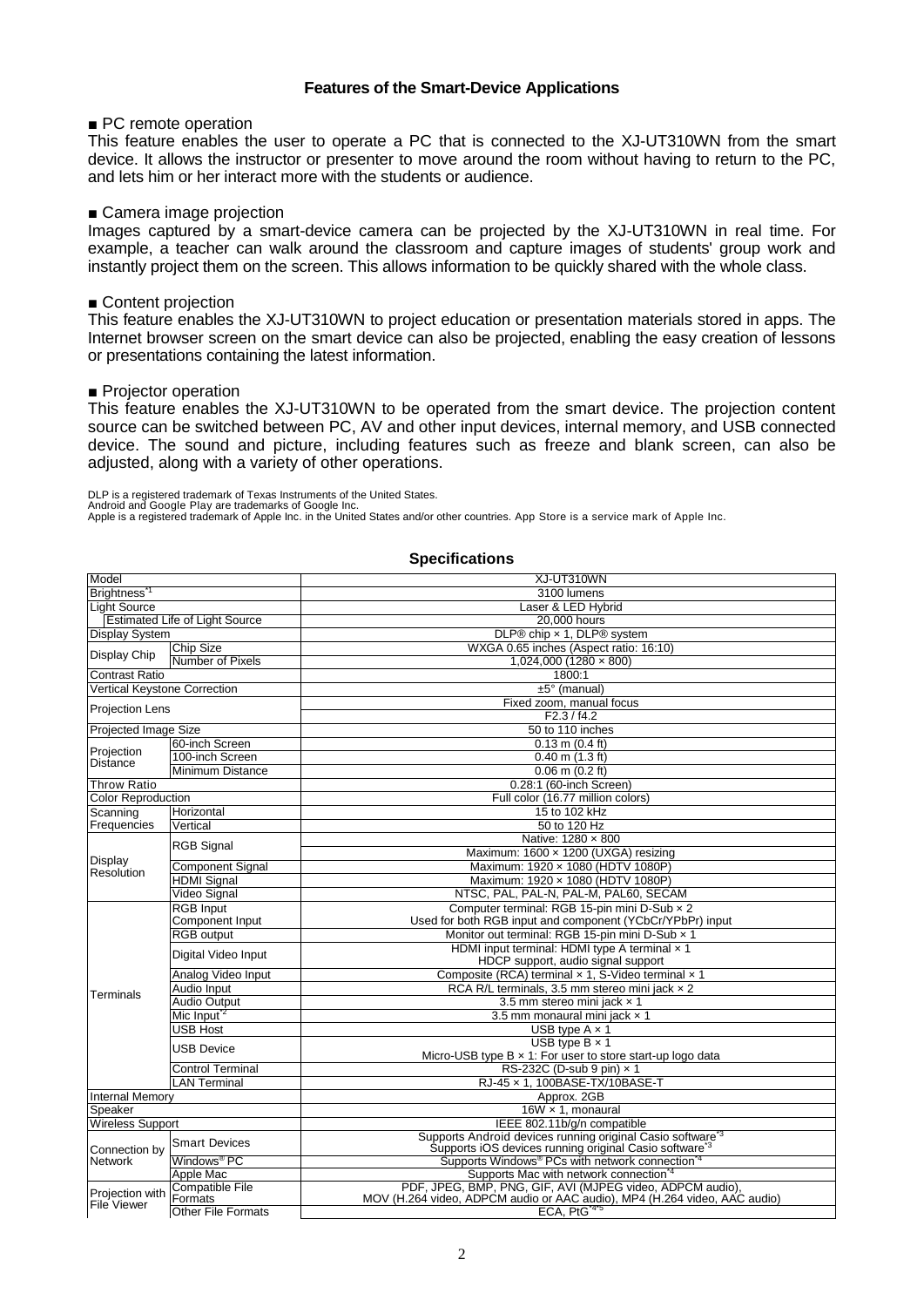## Features of the Smart-Device Applications

■ PC remote operation

This feature enables the user to operate a PC that is connected to the XJ-UT310WN from the smart device. It allows the instructor or presenter to move around the room without having to return to the PC, and lets him or her interact more with the students or audience.

■ Camera image projection

Images captured by a smart-device camera can be projected by the XJ-UT310WN in real time. For example, a teacher can walk around the classroom and capture images of students' group work and instantly project them on the screen. This allows information to be quickly shared with the whole class.

■ Content projection

This feature enables the XJ-UT310WN to project education or presentation materials stored in apps. The Internet browser screen on the smart device can also be projected, enabling the easy creation of lessons or presentations containing the latest information.

■ Projector operation

This feature enables the XJ-UT310WN to be operated from the smart device. The projection content source can be switched between PC, AV and other input devices, internal memory, and USB connected device. The sound and picture, including features such as freeze and blank screen, can also be adjusted, along with a variety of other operations.

DLP is a registered trademark of Texas Instruments of the United States.
Android and Google Play are trademarks of Google Inc.
Apple is a registered trademark of Apple Inc. in the United States and/or other countries. App Store is a service mark of Apple Inc.

## Specifications

| Model | | XJ-UT310WN |
|---|---|---|
| Brightness[*1] | | 3100 lumens |
| Light Source | | Laser & LED Hybrid |
| Estimated Life of Light Source | | 20,000 hours |
| Display System | | DLP® chip × 1, DLP® system |
| Display Chip | Chip Size | WXGA 0.65 inches (Aspect ratio: 16:10) |
| | Number of Pixels | 1,024,000 (1280 × 800) |
| Contrast Ratio | | 1800:1 |
| Vertical Keystone Correction | | ±5° (manual) |
| Projection Lens | | Fixed zoom, manual focus |
| | | F2.3 / f4.2 |
| Projected Image Size | | 50 to 110 inches |
| Projection Distance | 60-inch Screen | 0.13 m (0.4 ft) |
| | 100-inch Screen | 0.40 m (1.3 ft) |
| | Minimum Distance | 0.06 m (0.2 ft) |
| Throw Ratio | | 0.28:1 (60-inch Screen) |
| Color Reproduction | | Full color (16.77 million colors) |
| Scanning Frequencies | Horizontal | 15 to 102 kHz |
| | Vertical | 50 to 120 Hz |
| Display Resolution | RGB Signal | Native: 1280 × 800 |
| | | Maximum: 1600 × 1200 (UXGA) resizing |
| | Component Signal | Maximum: 1920 × 1080 (HDTV 1080P) |
| | HDMI Signal | Maximum: 1920 × 1080 (HDTV 1080P) |
| | Video Signal | NTSC, PAL, PAL-N, PAL-M, PAL60, SECAM |
| Terminals | RGB Input<br>Component Input | Computer terminal: RGB 15-pin mini D-Sub × 2<br>Used for both RGB input and component (YCbCr/YPbPr) input |
| | RGB output | Monitor out terminal: RGB 15-pin mini D-Sub × 1 |
| | Digital Video Input | HDMI input terminal: HDMI type A terminal × 1<br>HDCP support, audio signal support |
| | Analog Video Input | Composite (RCA) terminal × 1, S-Video terminal × 1 |
| | Audio Input | RCA R/L terminals, 3.5 mm stereo mini jack × 2 |
| | Audio Output | 3.5 mm stereo mini jack × 1 |
| | Mic Input[*2] | 3.5 mm monaural mini jack × 1 |
| | USB Host | USB type A × 1 |
| | USB Device | USB type B × 1<br>Micro-USB type B × 1: For user to store start-up logo data |
| | Control Terminal | RS-232C (D-sub 9 pin) × 1 |
| | LAN Terminal | RJ-45 × 1, 100BASE-TX/10BASE-T |
| Internal Memory | | Approx. 2GB |
| Speaker | | 16W × 1, monaural |
| Wireless Support | | IEEE 802.11b/g/n compatible |
| Connection by Network | Smart Devices | Supports Android devices running original Casio software[*3]<br>Supports iOS devices running original Casio software[*3] |
| | Windows® PC | Supports Windows® PCs with network connection[*4] |
| | Apple Mac | Supports Mac with network connection[*4] |
| Projection with File Viewer | Compatible File Formats | PDF, JPEG, BMP, PNG, GIF, AVI (MJPEG video, ADPCM audio),<br>MOV (H.264 video, ADPCM audio or AAC audio), MP4 (H.264 video, AAC audio) |
| | Other File Formats | ECA, PtG[*4*5] |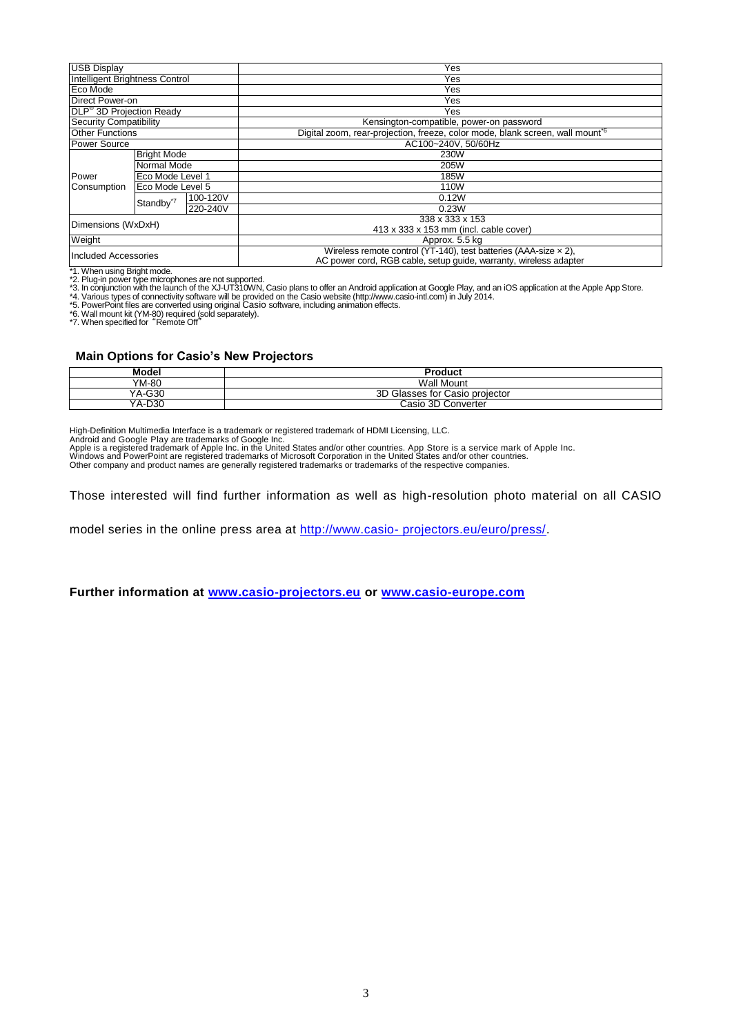| | | | |
|---|---|---|---|
| USB Display | | | Yes |
| Intelligent Brightness Control | | | Yes |
| Eco Mode | | | Yes |
| Direct Power-on | | | Yes |
| DLP® 3D Projection Ready | | | Yes |
| Security Compatibility | | | Kensington-compatible, power-on password |
| Other Functions | | | Digital zoom, rear-projection, freeze, color mode, blank screen, wall mount*6 |
| Power Source | | | AC100~240V, 50/60Hz |
| Power Consumption | Bright Mode | | 230W |
| | Normal Mode | | 205W |
| | Eco Mode Level 1 | | 185W |
| | Eco Mode Level 5 | | 110W |
| | Standby*7 | 100-120V | 0.12W |
| | | 220-240V | 0.23W |
| Dimensions (WxDxH) | | | 338 x 333 x 153<br>413 x 333 x 153 mm (incl. cable cover) |
| Weight | | | Approx. 5.5 kg |
| Included Accessories | | | Wireless remote control (YT-140), test batteries (AAA-size × 2),<br>AC power cord, RGB cable, setup guide, warranty, wireless adapter |

*1. When using Bright mode.
*2. Plug-in power type microphones are not supported.
*3. In conjunction with the launch of the XJ-UT310WN, Casio plans to offer an Android application at Google Play, and an iOS application at the Apple App Store.
*4. Various types of connectivity software will be provided on the Casio website (http://www.casio-intl.com) in July 2014.
*5. PowerPoint files are converted using original Casio software, including animation effects.
*6. Wall mount kit (YM-80) required (sold separately).
*7. When specified for "Remote Off"

### Main Options for Casio's New Projectors

| Model | Product |
|---|---|
| YM-80 | Wall Mount |
| YA-G30 | 3D Glasses for Casio projector |
| YA-D30 | Casio 3D Converter |

High-Definition Multimedia Interface is a trademark or registered trademark of HDMI Licensing, LLC.
Android and Google Play are trademarks of Google Inc.
Apple is a registered trademark of Apple Inc. in the United States and/or other countries. App Store is a service mark of Apple Inc.
Windows and PowerPoint are registered trademarks of Microsoft Corporation in the United States and/or other countries.
Other company and product names are generally registered trademarks or trademarks of the respective companies.

Those interested will find further information as well as high-resolution photo material on all CASIO model series in the online press area at http://www.casio- projectors.eu/euro/press/.

**Further information at www.casio-projectors.eu or www.casio-europe.com**